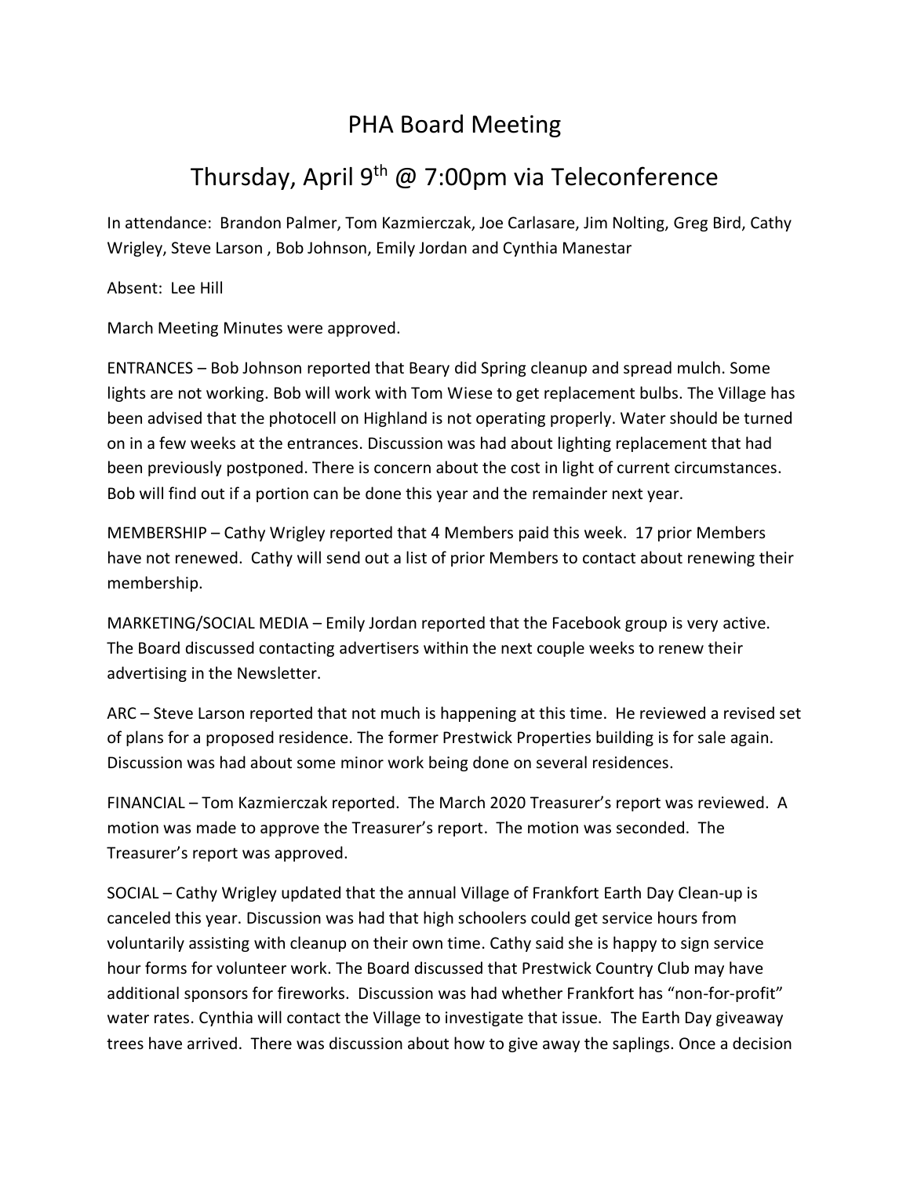# PHA Board Meeting

## Thursday, April 9th @ 7:00pm via Teleconference

In attendance: Brandon Palmer, Tom Kazmierczak, Joe Carlasare, Jim Nolting, Greg Bird, Cathy Wrigley, Steve Larson , Bob Johnson, Emily Jordan and Cynthia Manestar

Absent: Lee Hill

March Meeting Minutes were approved.

ENTRANCES – Bob Johnson reported that Beary did Spring cleanup and spread mulch. Some lights are not working. Bob will work with Tom Wiese to get replacement bulbs. The Village has been advised that the photocell on Highland is not operating properly. Water should be turned on in a few weeks at the entrances. Discussion was had about lighting replacement that had been previously postponed. There is concern about the cost in light of current circumstances. Bob will find out if a portion can be done this year and the remainder next year.

MEMBERSHIP – Cathy Wrigley reported that 4 Members paid this week. 17 prior Members have not renewed. Cathy will send out a list of prior Members to contact about renewing their membership.

MARKETING/SOCIAL MEDIA – Emily Jordan reported that the Facebook group is very active. The Board discussed contacting advertisers within the next couple weeks to renew their advertising in the Newsletter.

ARC – Steve Larson reported that not much is happening at this time. He reviewed a revised set of plans for a proposed residence. The former Prestwick Properties building is for sale again. Discussion was had about some minor work being done on several residences.

FINANCIAL – Tom Kazmierczak reported. The March 2020 Treasurer's report was reviewed. A motion was made to approve the Treasurer's report. The motion was seconded. The Treasurer's report was approved.

SOCIAL – Cathy Wrigley updated that the annual Village of Frankfort Earth Day Clean-up is canceled this year. Discussion was had that high schoolers could get service hours from voluntarily assisting with cleanup on their own time. Cathy said she is happy to sign service hour forms for volunteer work. The Board discussed that Prestwick Country Club may have additional sponsors for fireworks. Discussion was had whether Frankfort has "non-for-profit" water rates. Cynthia will contact the Village to investigate that issue. The Earth Day giveaway trees have arrived. There was discussion about how to give away the saplings. Once a decision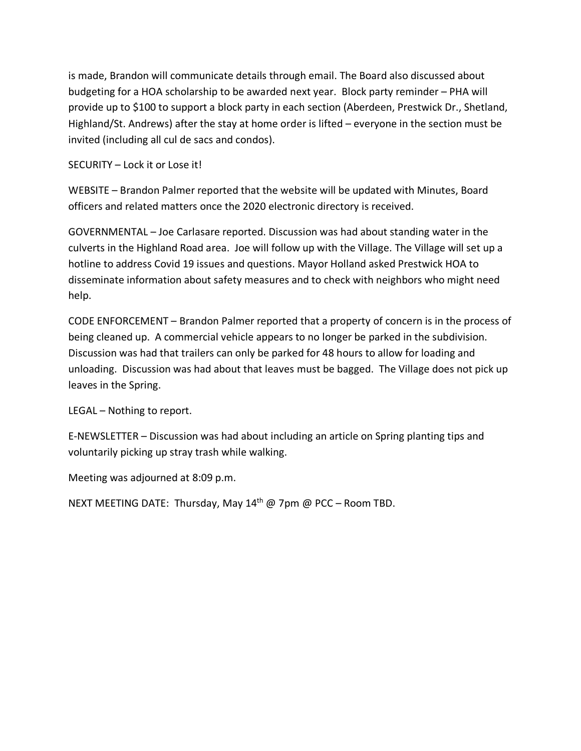is made, Brandon will communicate details through email. The Board also discussed about budgeting for a HOA scholarship to be awarded next year. Block party reminder – PHA will provide up to $100 to support a block party in each section (Aberdeen, Prestwick Dr., Shetland, Highland/St. Andrews) after the stay at home order is lifted – everyone in the section must be invited (including all cul de sacs and condos).

SECURITY – Lock it or Lose it!

WEBSITE – Brandon Palmer reported that the website will be updated with Minutes, Board officers and related matters once the 2020 electronic directory is received.

GOVERNMENTAL – Joe Carlasare reported. Discussion was had about standing water in the culverts in the Highland Road area. Joe will follow up with the Village. The Village will set up a hotline to address Covid 19 issues and questions. Mayor Holland asked Prestwick HOA to disseminate information about safety measures and to check with neighbors who might need help.

CODE ENFORCEMENT – Brandon Palmer reported that a property of concern is in the process of being cleaned up. A commercial vehicle appears to no longer be parked in the subdivision. Discussion was had that trailers can only be parked for 48 hours to allow for loading and unloading. Discussion was had about that leaves must be bagged. The Village does not pick up leaves in the Spring.

LEGAL – Nothing to report.

E-NEWSLETTER – Discussion was had about including an article on Spring planting tips and voluntarily picking up stray trash while walking.

Meeting was adjourned at 8:09 p.m.

NEXT MEETING DATE: Thursday, May 14th @ 7pm @ PCC – Room TBD.